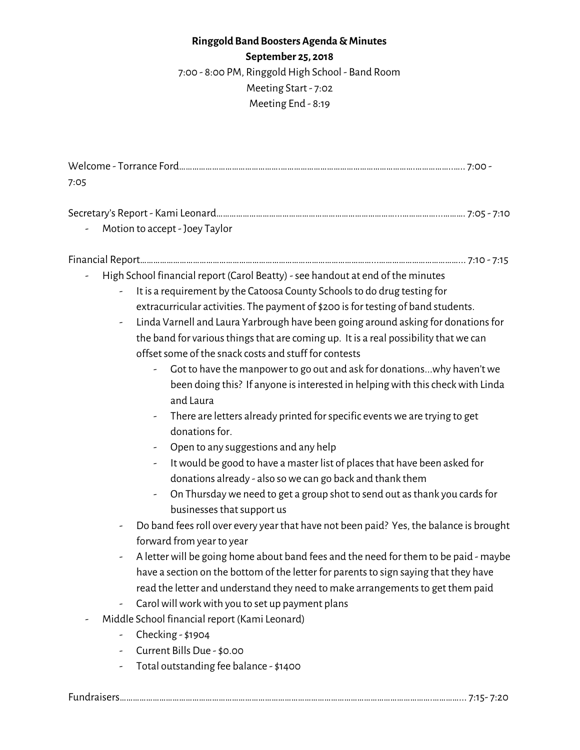**Ringgold Band Boosters Agenda & Minutes**
**September 25, 2018**
7:00 - 8:00 PM, Ringgold High School - Band Room
Meeting Start - 7:02
Meeting End - 8:19

Welcome - Torrance Ford…………………………………………………………………………………………………… 7:00 - 7:05

Secretary's Report - Kami Leonard…………………………………………………………………………………… 7:05 - 7:10

- Motion to accept - Joey Taylor

Financial Report……………………………………………………………………………………………………………… 7:10 - 7:15

- High School financial report (Carol Beatty) - see handout at end of the minutes
    - It is a requirement by the Catoosa County Schools to do drug testing for extracurricular activities. The payment of $200 is for testing of band students.
    - Linda Varnell and Laura Yarbrough have been going around asking for donations for the band for various things that are coming up. It is a real possibility that we can offset some of the snack costs and stuff for contests
        - Got to have the manpower to go out and ask for donations...why haven't we been doing this? If anyone is interested in helping with this check with Linda and Laura
        - There are letters already printed for specific events we are trying to get donations for.
        - Open to any suggestions and any help
        - It would be good to have a master list of places that have been asked for donations already - also so we can go back and thank them
        - On Thursday we need to get a group shot to send out as thank you cards for businesses that support us
    - Do band fees roll over every year that have not been paid? Yes, the balance is brought forward from year to year
    - A letter will be going home about band fees and the need for them to be paid - maybe have a section on the bottom of the letter for parents to sign saying that they have read the letter and understand they need to make arrangements to get them paid
    - Carol will work with you to set up payment plans
- Middle School financial report (Kami Leonard)
    - Checking - $1904
    - Current Bills Due - $0.00
    - Total outstanding fee balance - $1400

Fundraisers…………………………………………………………………………………………………………………… 7:15- 7:20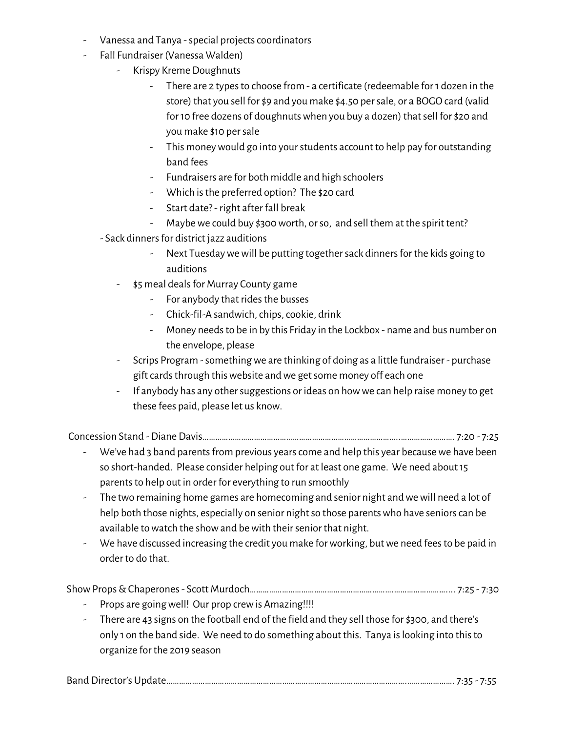- Vanessa and Tanya - special projects coordinators
- Fall Fundraiser (Vanessa Walden)
    - Krispy Kreme Doughnuts
        - There are 2 types to choose from - a certificate (redeemable for 1 dozen in the store) that you sell for $9 and you make $4.50 per sale, or a BOGO card (valid for 10 free dozens of doughnuts when you buy a dozen) that sell for $20 and you make $10 per sale
        - This money would go into your students account to help pay for outstanding band fees
        - Fundraisers are for both middle and high schoolers
        - Which is the preferred option? The $20 card
        - Start date? - right after fall break
        - Maybe we could buy $300 worth, or so, and sell them at the spirit tent?
    - Sack dinners for district jazz auditions
        - Next Tuesday we will be putting together sack dinners for the kids going to auditions
    - $5 meal deals for Murray County game
        - For anybody that rides the busses
        - Chick-fil-A sandwich, chips, cookie, drink
        - Money needs to be in by this Friday in the Lockbox - name and bus number on the envelope, please
    - Scrips Program - something we are thinking of doing as a little fundraiser - purchase gift cards through this website and we get some money off each one
    - If anybody has any other suggestions or ideas on how we can help raise money to get these fees paid, please let us know.

Concession Stand - Diane Davis……………………………………………………………………………………………… 7:20 - 7:25

- We've had 3 band parents from previous years come and help this year because we have been so short-handed. Please consider helping out for at least one game. We need about 15 parents to help out in order for everything to run smoothly
- The two remaining home games are homecoming and senior night and we will need a lot of help both those nights, especially on senior night so those parents who have seniors can be available to watch the show and be with their senior that night.
- We have discussed increasing the credit you make for working, but we need fees to be paid in order to do that.

Show Props & Chaperones - Scott Murdoch…………………………………………………………………………………… 7:25 - 7:30

- Props are going well! Our prop crew is Amazing!!!!
- There are 43 signs on the football end of the field and they sell those for $300, and there's only 1 on the band side. We need to do something about this. Tanya is looking into this to organize for the 2019 season

Band Director's Update……………………………………………………………………………………………………… 7:35 - 7:55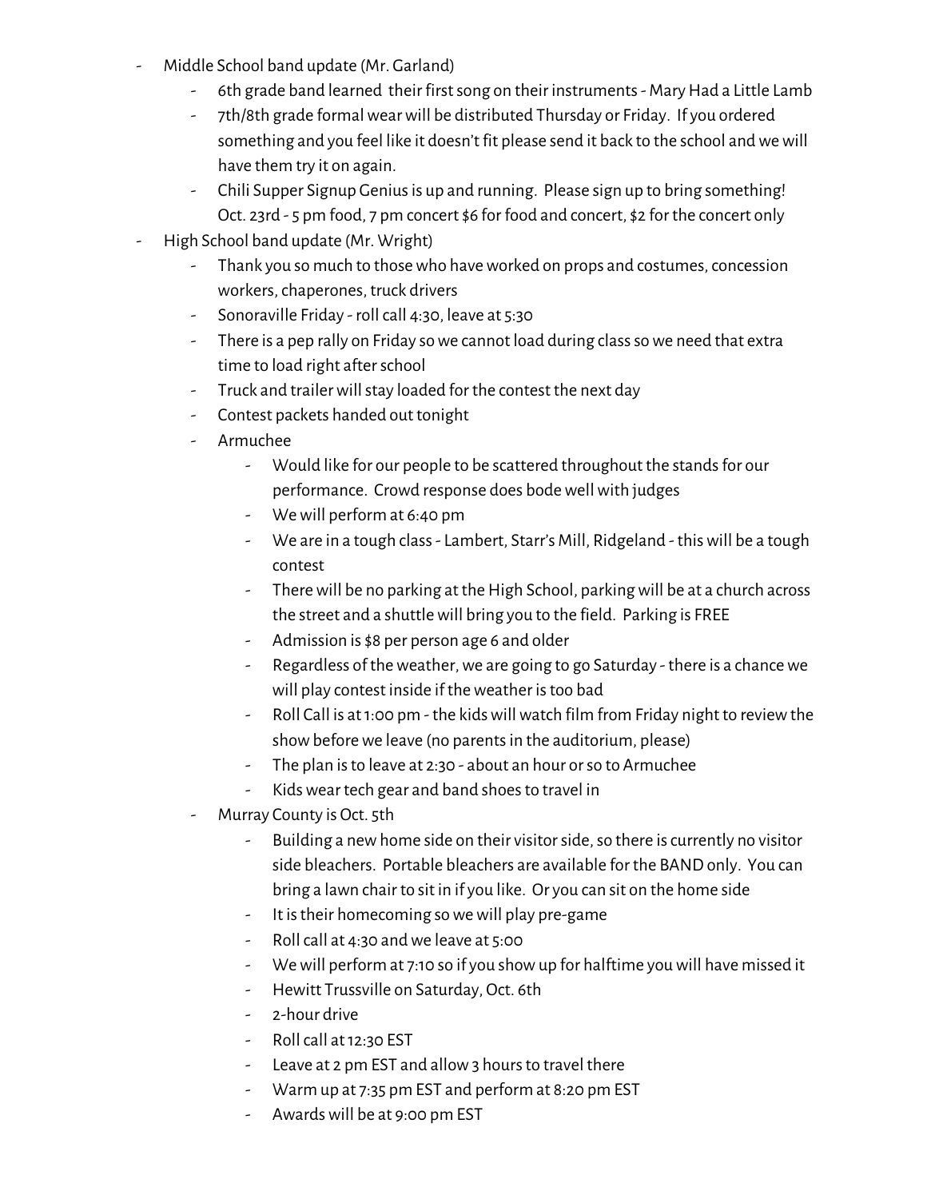- Middle School band update (Mr. Garland)
    - 6th grade band learned their first song on their instruments - Mary Had a Little Lamb
    - 7th/8th grade formal wear will be distributed Thursday or Friday. If you ordered something and you feel like it doesn't fit please send it back to the school and we will have them try it on again.
    - Chili Supper Signup Genius is up and running. Please sign up to bring something! Oct. 23rd - 5 pm food, 7 pm concert $6 for food and concert, $2 for the concert only
- High School band update (Mr. Wright)
    - Thank you so much to those who have worked on props and costumes, concession workers, chaperones, truck drivers
    - Sonoraville Friday - roll call 4:30, leave at 5:30
    - There is a pep rally on Friday so we cannot load during class so we need that extra time to load right after school
    - Truck and trailer will stay loaded for the contest the next day
    - Contest packets handed out tonight
    - Armuchee
        - Would like for our people to be scattered throughout the stands for our performance. Crowd response does bode well with judges
        - We will perform at 6:40 pm
        - We are in a tough class - Lambert, Starr's Mill, Ridgeland - this will be a tough contest
        - There will be no parking at the High School, parking will be at a church across the street and a shuttle will bring you to the field. Parking is FREE
        - Admission is $8 per person age 6 and older
        - Regardless of the weather, we are going to go Saturday - there is a chance we will play contest inside if the weather is too bad
        - Roll Call is at 1:00 pm - the kids will watch film from Friday night to review the show before we leave (no parents in the auditorium, please)
        - The plan is to leave at 2:30 - about an hour or so to Armuchee
        - Kids wear tech gear and band shoes to travel in
    - Murray County is Oct. 5th
        - Building a new home side on their visitor side, so there is currently no visitor side bleachers. Portable bleachers are available for the BAND only. You can bring a lawn chair to sit in if you like. Or you can sit on the home side
        - It is their homecoming so we will play pre-game
        - Roll call at 4:30 and we leave at 5:00
        - We will perform at 7:10 so if you show up for halftime you will have missed it
        - Hewitt Trussville on Saturday, Oct. 6th
        - 2-hour drive
        - Roll call at 12:30 EST
        - Leave at 2 pm EST and allow 3 hours to travel there
        - Warm up at 7:35 pm EST and perform at 8:20 pm EST
        - Awards will be at 9:00 pm EST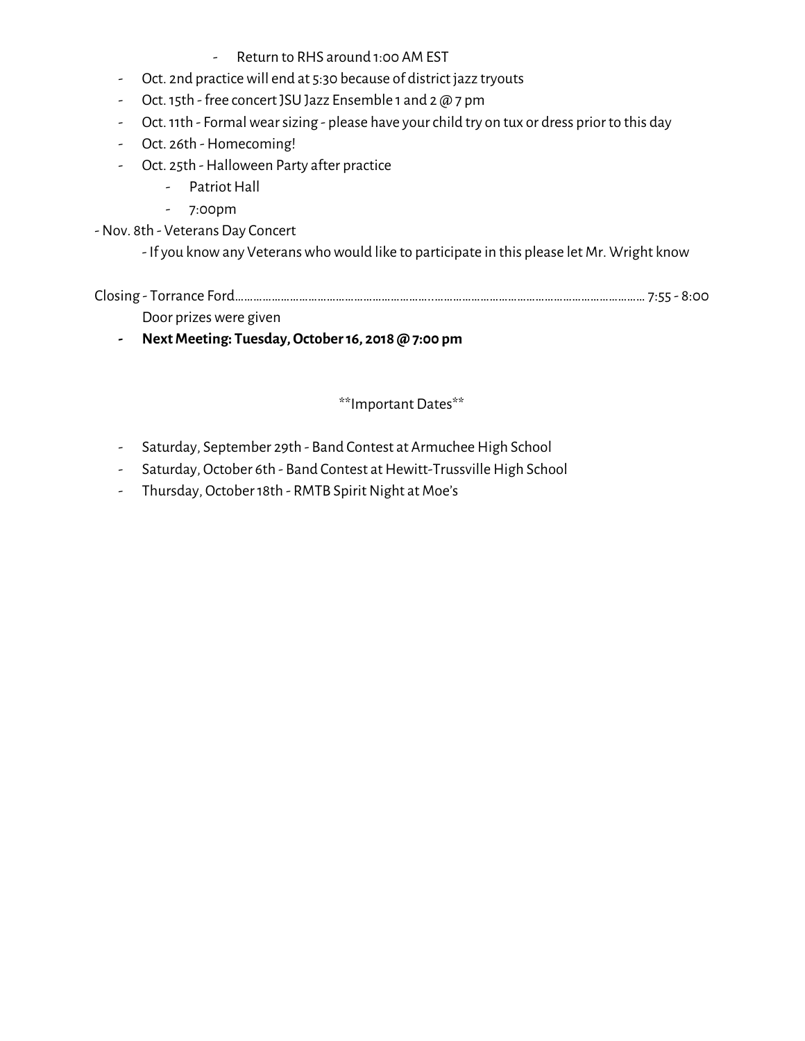- Return to RHS around 1:00 AM EST
- Oct. 2nd practice will end at 5:30 because of district jazz tryouts
- Oct. 15th - free concert JSU Jazz Ensemble 1 and 2 @ 7 pm
- Oct. 11th - Formal wear sizing - please have your child try on tux or dress prior to this day
- Oct. 26th - Homecoming!
- Oct. 25th - Halloween Party after practice
    - Patriot Hall
    - 7:00pm

- Nov. 8th - Veterans Day Concert
    - If you know any Veterans who would like to participate in this please let Mr. Wright know

Closing - Torrance Ford.......................................................................................................................... 7:55 - 8:00

Door prizes were given

- **Next Meeting: Tuesday, October 16, 2018 @ 7:00 pm**

\*\*Important Dates\*\*

- Saturday, September 29th - Band Contest at Armuchee High School
- Saturday, October 6th - Band Contest at Hewitt-Trussville High School
- Thursday, October 18th - RMTB Spirit Night at Moe's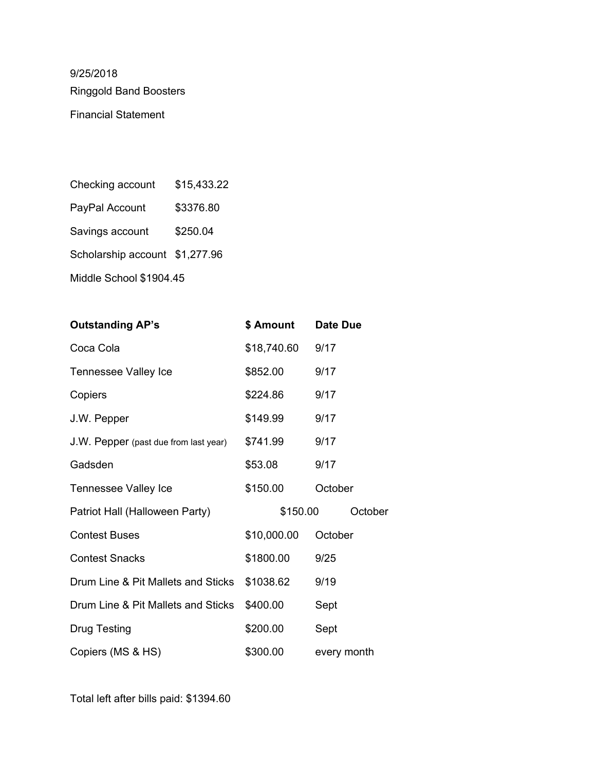9/25/2018

Ringgold Band Boosters

Financial Statement

Checking account $15,433.22

PayPal Account $3376.80

Savings account $250.04

Scholarship account $1,277.96

Middle School $1904.45

| **Outstanding AP's** | **$ Amount** | **Date Due** |
|---|---|---|
| Coca Cola | $18,740.60 | 9/17 |
| Tennessee Valley Ice | $852.00 | 9/17 |
| Copiers | $224.86 | 9/17 |
| J.W. Pepper | $149.99 | 9/17 |
| J.W. Pepper (past due from last year) | $741.99 | 9/17 |
| Gadsden | $53.08 | 9/17 |
| Tennessee Valley Ice | $150.00 | October |
| Patriot Hall (Halloween Party) | $150.00 | October |
| Contest Buses | $10,000.00 | October |
| Contest Snacks | $1800.00 | 9/25 |
| Drum Line & Pit Mallets and Sticks | $1038.62 | 9/19 |
| Drum Line & Pit Mallets and Sticks | $400.00 | Sept |
| Drug Testing | $200.00 | Sept |
| Copiers (MS & HS) | $300.00 | every month |

Total left after bills paid: $1394.60